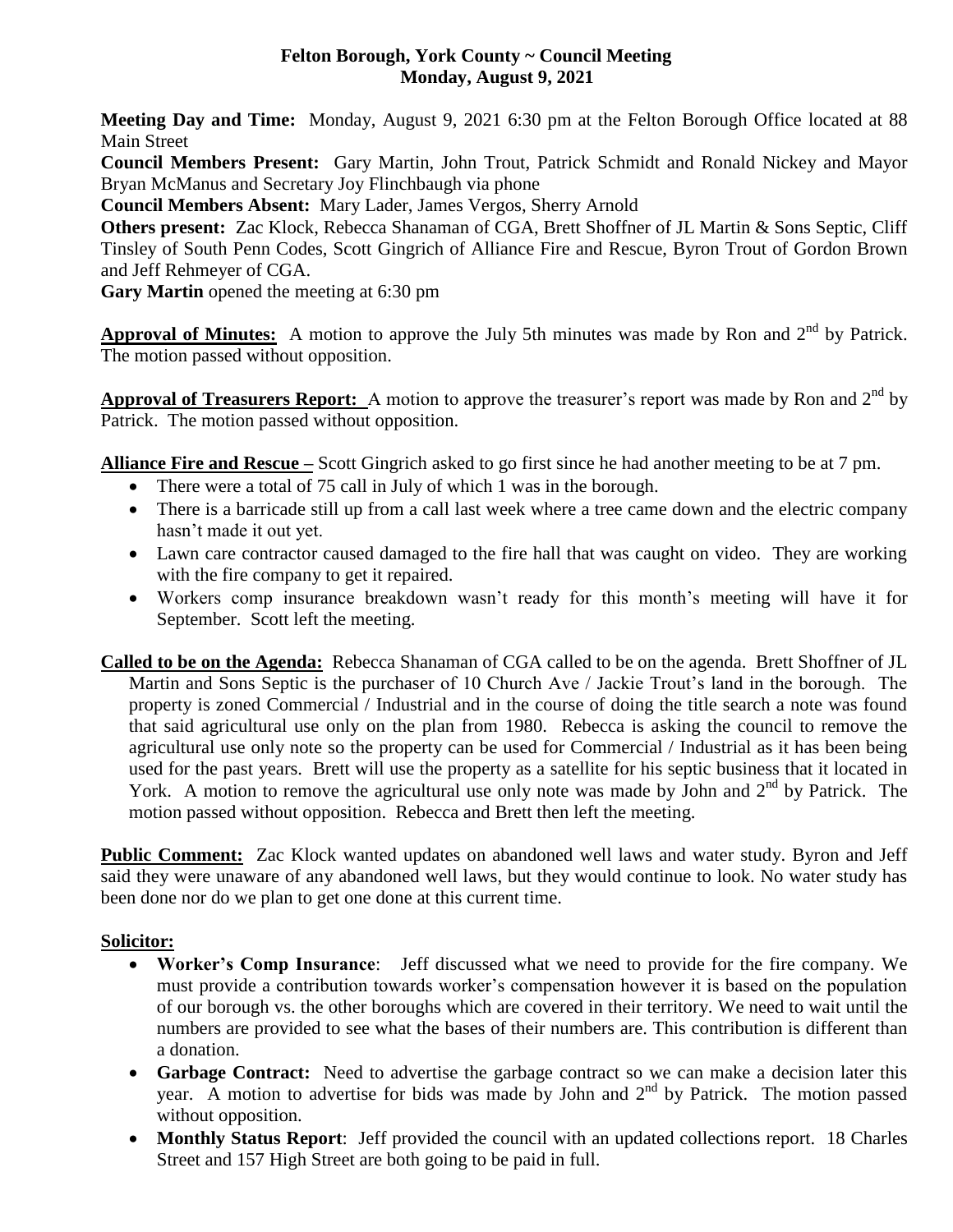# Felton Borough, York County ~ Council Meeting
## Monday, August 9, 2021

**Meeting Day and Time:** Monday, August 9, 2021 6:30 pm at the Felton Borough Office located at 88 Main Street

**Council Members Present:** Gary Martin, John Trout, Patrick Schmidt and Ronald Nickey and Mayor Bryan McManus and Secretary Joy Flinchbaugh via phone

**Council Members Absent:** Mary Lader, James Vergos, Sherry Arnold

**Others present:** Zac Klock, Rebecca Shanaman of CGA, Brett Shoffner of JL Martin & Sons Septic, Cliff Tinsley of South Penn Codes, Scott Gingrich of Alliance Fire and Rescue, Byron Trout of Gordon Brown and Jeff Rehmeyer of CGA.

**Gary Martin** opened the meeting at 6:30 pm

**Approval of Minutes:** A motion to approve the July 5th minutes was made by Ron and 2nd by Patrick. The motion passed without opposition.

**Approval of Treasurers Report:** A motion to approve the treasurer's report was made by Ron and 2nd by Patrick. The motion passed without opposition.

**Alliance Fire and Rescue –** Scott Gingrich asked to go first since he had another meeting to be at 7 pm.

- There were a total of 75 call in July of which 1 was in the borough.
- There is a barricade still up from a call last week where a tree came down and the electric company hasn't made it out yet.
- Lawn care contractor caused damaged to the fire hall that was caught on video. They are working with the fire company to get it repaired.
- Workers comp insurance breakdown wasn't ready for this month's meeting will have it for September. Scott left the meeting.

**Called to be on the Agenda:** Rebecca Shanaman of CGA called to be on the agenda. Brett Shoffner of JL Martin and Sons Septic is the purchaser of 10 Church Ave / Jackie Trout's land in the borough. The property is zoned Commercial / Industrial and in the course of doing the title search a note was found that said agricultural use only on the plan from 1980. Rebecca is asking the council to remove the agricultural use only note so the property can be used for Commercial / Industrial as it has been being used for the past years. Brett will use the property as a satellite for his septic business that it located in York. A motion to remove the agricultural use only note was made by John and 2nd by Patrick. The motion passed without opposition. Rebecca and Brett then left the meeting.

**Public Comment:** Zac Klock wanted updates on abandoned well laws and water study. Byron and Jeff said they were unaware of any abandoned well laws, but they would continue to look. No water study has been done nor do we plan to get one done at this current time.

**Solicitor:**

- **Worker's Comp Insurance**: Jeff discussed what we need to provide for the fire company. We must provide a contribution towards worker's compensation however it is based on the population of our borough vs. the other boroughs which are covered in their territory. We need to wait until the numbers are provided to see what the bases of their numbers are. This contribution is different than a donation.
- **Garbage Contract:** Need to advertise the garbage contract so we can make a decision later this year. A motion to advertise for bids was made by John and 2nd by Patrick. The motion passed without opposition.
- **Monthly Status Report**: Jeff provided the council with an updated collections report. 18 Charles Street and 157 High Street are both going to be paid in full.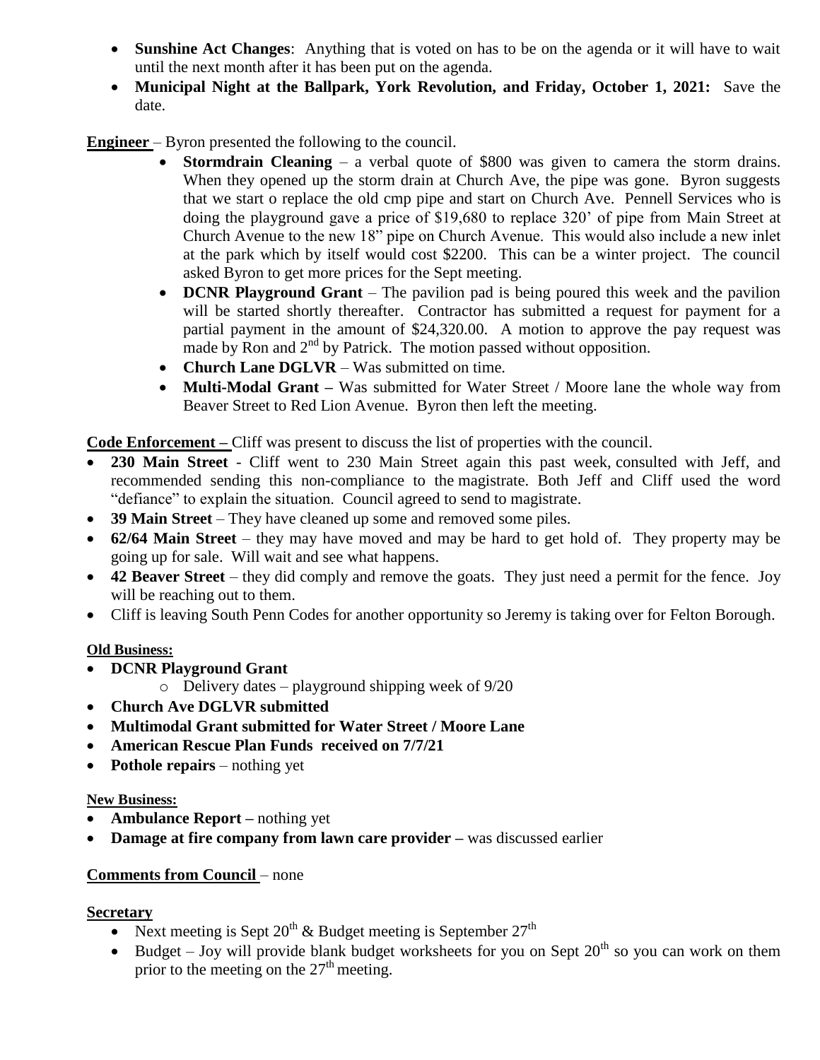- **Sunshine Act Changes**: Anything that is voted on has to be on the agenda or it will have to wait until the next month after it has been put on the agenda.
- **Municipal Night at the Ballpark, York Revolution, and Friday, October 1, 2021:** Save the date.

**Engineer** – Byron presented the following to the council.

- **Stormdrain Cleaning** – a verbal quote of $800 was given to camera the storm drains. When they opened up the storm drain at Church Ave, the pipe was gone. Byron suggests that we start o replace the old cmp pipe and start on Church Ave. Pennell Services who is doing the playground gave a price of $19,680 to replace 320' of pipe from Main Street at Church Avenue to the new 18" pipe on Church Avenue. This would also include a new inlet at the park which by itself would cost $2200. This can be a winter project. The council asked Byron to get more prices for the Sept meeting.
- **DCNR Playground Grant** – The pavilion pad is being poured this week and the pavilion will be started shortly thereafter. Contractor has submitted a request for payment for a partial payment in the amount of $24,320.00. A motion to approve the pay request was made by Ron and 2nd by Patrick. The motion passed without opposition.
- **Church Lane DGLVR** – Was submitted on time.
- **Multi-Modal Grant –** Was submitted for Water Street / Moore lane the whole way from Beaver Street to Red Lion Avenue. Byron then left the meeting.

**Code Enforcement –** Cliff was present to discuss the list of properties with the council.

- **230 Main Street** - Cliff went to 230 Main Street again this past week, consulted with Jeff, and recommended sending this non-compliance to the magistrate. Both Jeff and Cliff used the word "defiance" to explain the situation. Council agreed to send to magistrate.
- **39 Main Street** – They have cleaned up some and removed some piles.
- **62/64 Main Street** – they may have moved and may be hard to get hold of. They property may be going up for sale. Will wait and see what happens.
- **42 Beaver Street** – they did comply and remove the goats. They just need a permit for the fence. Joy will be reaching out to them.
- Cliff is leaving South Penn Codes for another opportunity so Jeremy is taking over for Felton Borough.

**Old Business:**

- **DCNR Playground Grant**
  - Delivery dates – playground shipping week of 9/20
- **Church Ave DGLVR submitted**
- **Multimodal Grant submitted for Water Street / Moore Lane**
- **American Rescue Plan Funds received on 7/7/21**
- **Pothole repairs** – nothing yet

**New Business:**

- **Ambulance Report –** nothing yet
- **Damage at fire company from lawn care provider –** was discussed earlier

**Comments from Council** – none

**Secretary**

- Next meeting is Sept 20th & Budget meeting is September 27th
- Budget – Joy will provide blank budget worksheets for you on Sept 20th so you can work on them prior to the meeting on the 27th meeting.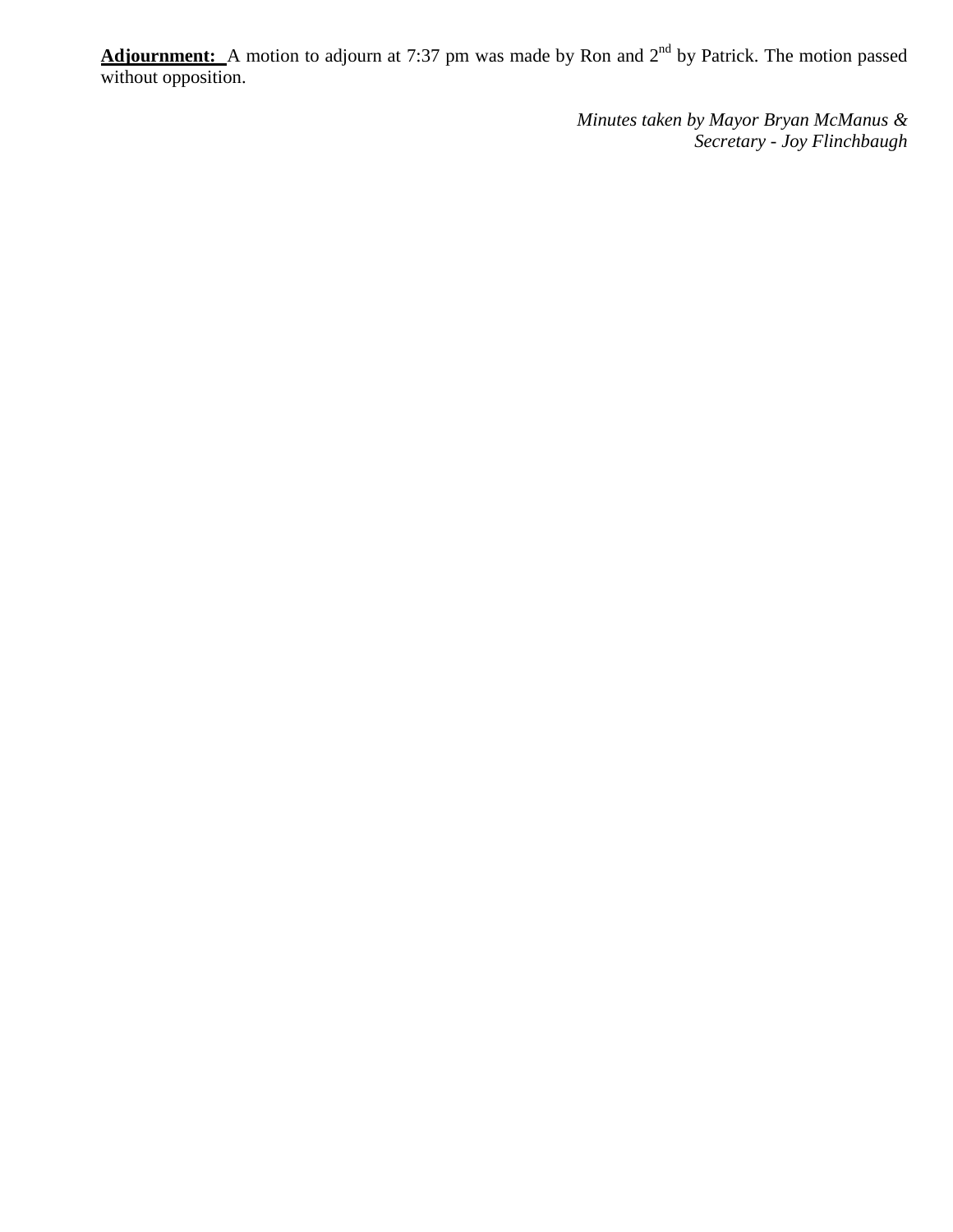**Adjournment:** A motion to adjourn at 7:37 pm was made by Ron and 2nd by Patrick. The motion passed without opposition.

*Minutes taken by Mayor Bryan McManus &*
*Secretary - Joy Flinchbaugh*